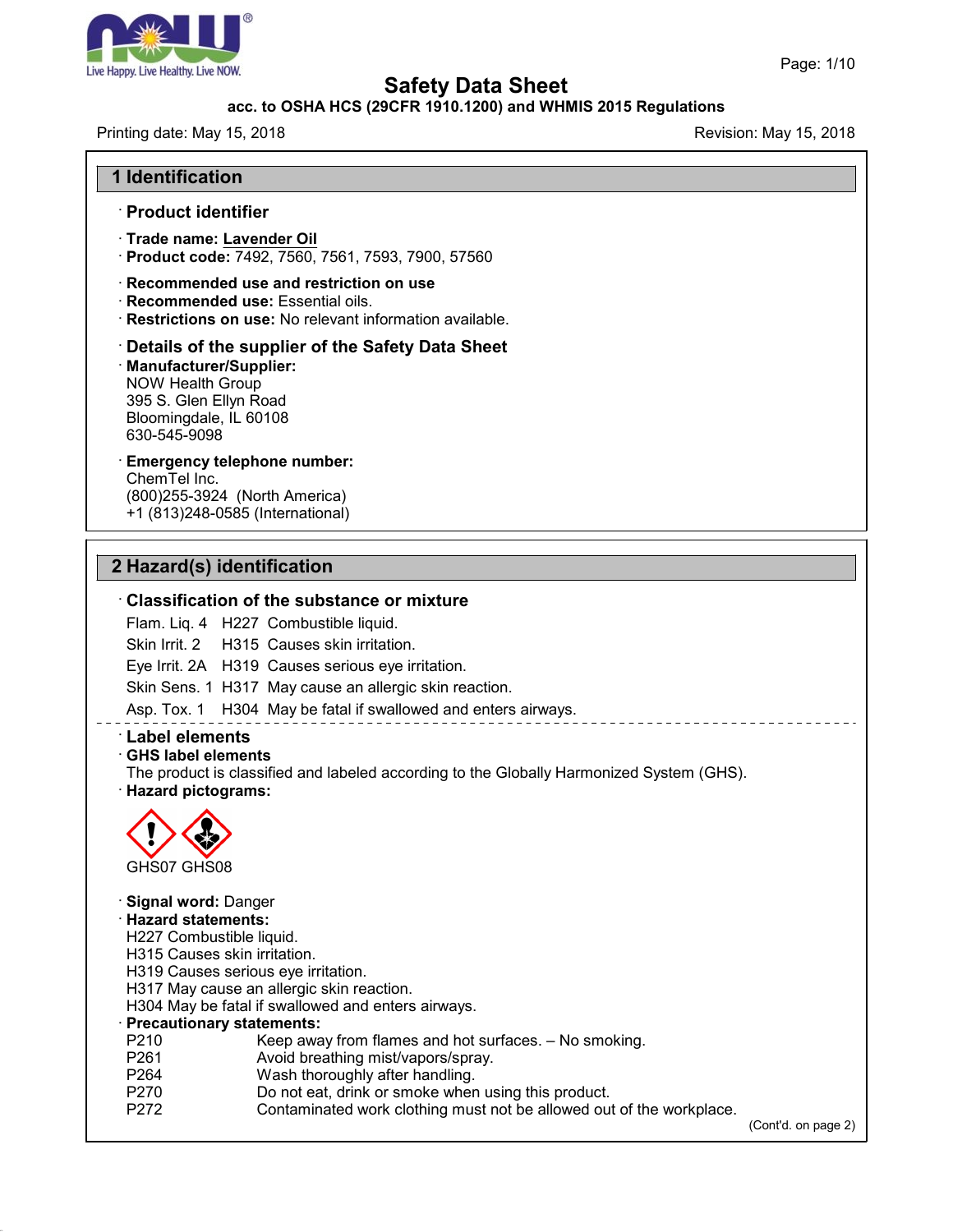# Safety Data Sheet

**acc. to OSHA HCS (29CFR 1910.1200) and WHMIS 2015 Regulations**

Printing date: May 15, 2018 Revision: May 15, 2018

## 1 Identification

### · Product identifier

- **Trade name: Lavender Oil**
- **Product code:** 7492, 7560, 7561, 7593, 7900, 57560

### · Recommended use and restriction on use

- **Recommended use:** Essential oils.
- **Restrictions on use:** No relevant information available.

### · Details of the supplier of the Safety Data Sheet

- **Manufacturer/Supplier:**
  NOW Health Group
  395 S. Glen Ellyn Road
  Bloomingdale, IL 60108
  630-545-9098

- **Emergency telephone number:**
  ChemTel Inc.
  (800)255-3924 (North America)
  +1 (813)248-0585 (International)

## 2 Hazard(s) identification

### · Classification of the substance or mixture

| | | |
|---|---|---|
| Flam. Liq. 4 | H227 | Combustible liquid. |
| Skin Irrit. 2 | H315 | Causes skin irritation. |
| Eye Irrit. 2A | H319 | Causes serious eye irritation. |
| Skin Sens. 1 | H317 | May cause an allergic skin reaction. |
| Asp. Tox. 1 | H304 | May be fatal if swallowed and enters airways. |

### · Label elements

- **GHS label elements**
  The product is classified and labeled according to the Globally Harmonized System (GHS).
- **Hazard pictograms:**

GHS07 GHS08

- **Signal word:** Danger
- **Hazard statements:**
  H227 Combustible liquid.
  H315 Causes skin irritation.
  H319 Causes serious eye irritation.
  H317 May cause an allergic skin reaction.
  H304 May be fatal if swallowed and enters airways.
- **Precautionary statements:**

| | |
|---|---|
| P210 | Keep away from flames and hot surfaces. – No smoking. |
| P261 | Avoid breathing mist/vapors/spray. |
| P264 | Wash thoroughly after handling. |
| P270 | Do not eat, drink or smoke when using this product. |
| P272 | Contaminated work clothing must not be allowed out of the workplace. |

(Cont'd. on page 2)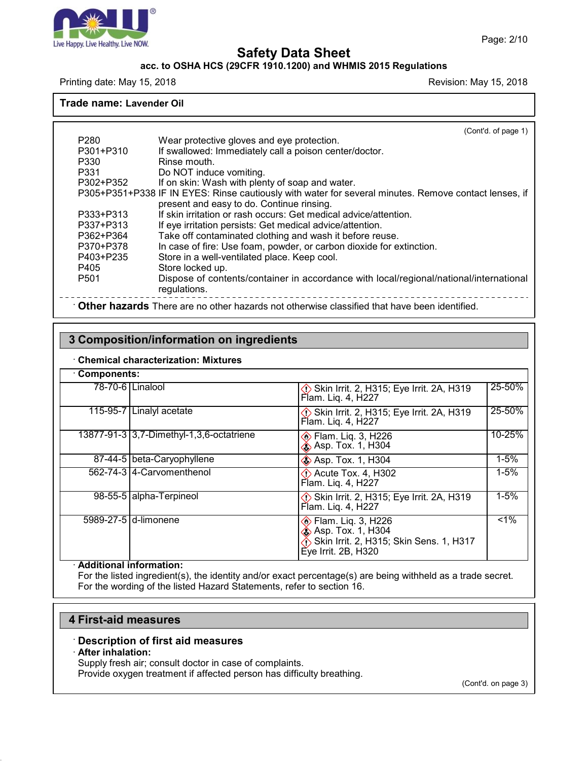Trade name: **Lavender Oil**

(Cont'd. of page 1)

| | |
|---|---|
| P280 | Wear protective gloves and eye protection. |
| P301+P310 | If swallowed: Immediately call a poison center/doctor. |
| P330 | Rinse mouth. |
| P331 | Do NOT induce vomiting. |
| P302+P352 | If on skin: Wash with plenty of soap and water. |
| P305+P351+P338 | IF IN EYES: Rinse cautiously with water for several minutes. Remove contact lenses, if present and easy to do. Continue rinsing. |
| P333+P313 | If skin irritation or rash occurs: Get medical advice/attention. |
| P337+P313 | If eye irritation persists: Get medical advice/attention. |
| P362+P364 | Take off contaminated clothing and wash it before reuse. |
| P370+P378 | In case of fire: Use foam, powder, or carbon dioxide for extinction. |
| P403+P235 | Store in a well-ventilated place. Keep cool. |
| P405 | Store locked up. |
| P501 | Dispose of contents/container in accordance with local/regional/national/international regulations. |

· **Other hazards** There are no other hazards not otherwise classified that have been identified.

## 3 Composition/information on ingredients

· **Chemical characterization: Mixtures**

· **Components:**

| CAS | Name | Classification | % |
|---|---|---|---|
| 78-70-6 | Linalool | Skin Irrit. 2, H315; Eye Irrit. 2A, H319<br>Flam. Liq. 4, H227 | 25-50% |
| 115-95-7 | Linalyl acetate | Skin Irrit. 2, H315; Eye Irrit. 2A, H319<br>Flam. Liq. 4, H227 | 25-50% |
| 13877-91-3 | 3,7-Dimethyl-1,3,6-octatriene | Flam. Liq. 3, H226<br>Asp. Tox. 1, H304 | 10-25% |
| 87-44-5 | beta-Caryophyllene | Asp. Tox. 1, H304 | 1-5% |
| 562-74-3 | 4-Carvomenthenol | Acute Tox. 4, H302<br>Flam. Liq. 4, H227 | 1-5% |
| 98-55-5 | alpha-Terpineol | Skin Irrit. 2, H315; Eye Irrit. 2A, H319<br>Flam. Liq. 4, H227 | 1-5% |
| 5989-27-5 | d-limonene | Flam. Liq. 3, H226<br>Asp. Tox. 1, H304<br>Skin Irrit. 2, H315; Skin Sens. 1, H317<br>Eye Irrit. 2B, H320 | <1% |

· **Additional information:**
For the listed ingredient(s), the identity and/or exact percentage(s) are being withheld as a trade secret.
For the wording of the listed Hazard Statements, refer to section 16.

## 4 First-aid measures

· **Description of first aid measures**

· **After inhalation:**
Supply fresh air; consult doctor in case of complaints.
Provide oxygen treatment if affected person has difficulty breathing.

(Cont'd. on page 3)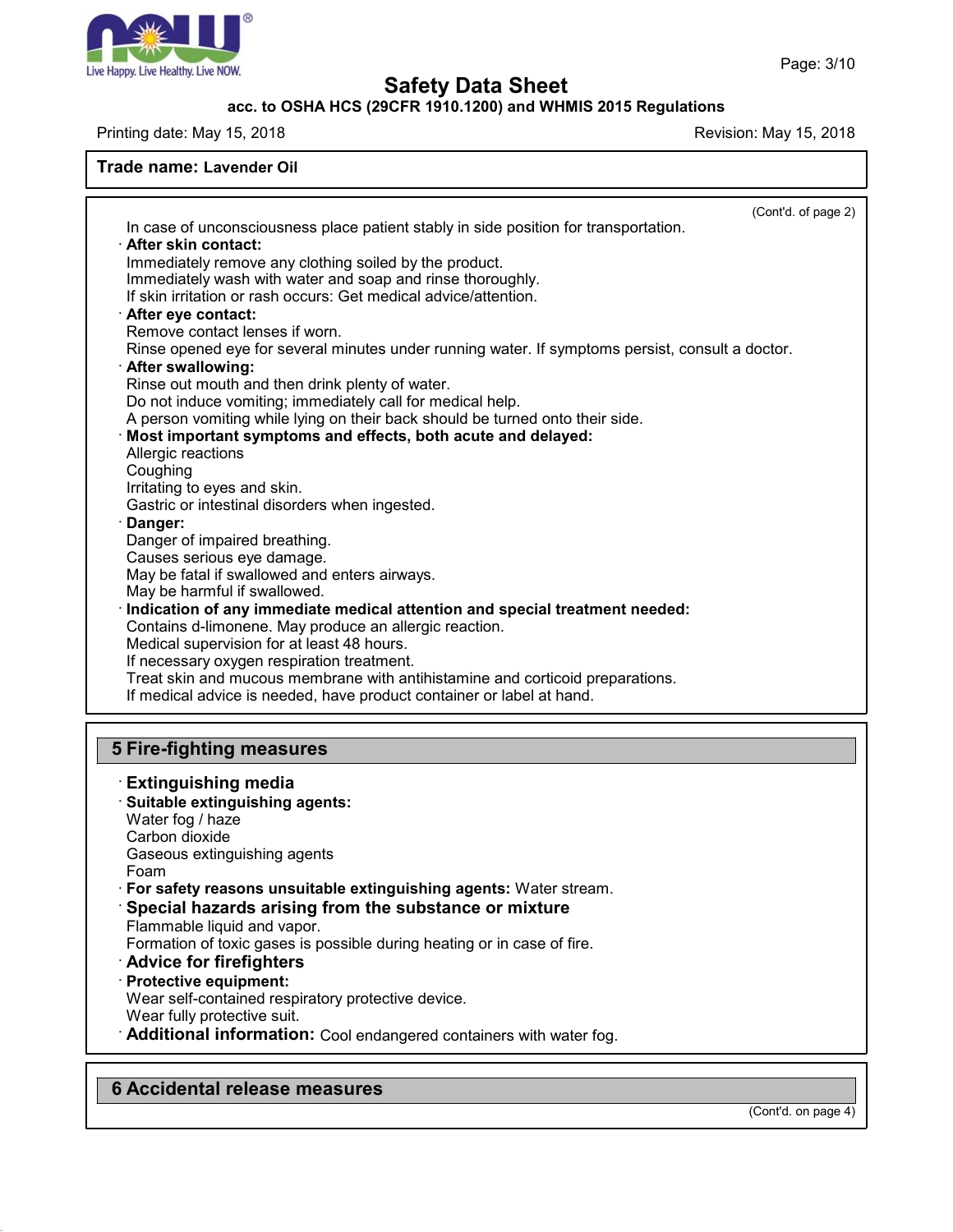**Trade name: Lavender Oil**

(Cont'd. of page 2)

In case of unconsciousness place patient stably in side position for transportation.

· **After skin contact:**
Immediately remove any clothing soiled by the product.
Immediately wash with water and soap and rinse thoroughly.
If skin irritation or rash occurs: Get medical advice/attention.

· **After eye contact:**
Remove contact lenses if worn.
Rinse opened eye for several minutes under running water. If symptoms persist, consult a doctor.

· **After swallowing:**
Rinse out mouth and then drink plenty of water.
Do not induce vomiting; immediately call for medical help.
A person vomiting while lying on their back should be turned onto their side.

· **Most important symptoms and effects, both acute and delayed:**
Allergic reactions
Coughing
Irritating to eyes and skin.
Gastric or intestinal disorders when ingested.

· **Danger:**
Danger of impaired breathing.
Causes serious eye damage.
May be fatal if swallowed and enters airways.
May be harmful if swallowed.

· **Indication of any immediate medical attention and special treatment needed:**
Contains d-limonene. May produce an allergic reaction.
Medical supervision for at least 48 hours.
If necessary oxygen respiration treatment.
Treat skin and mucous membrane with antihistamine and corticoid preparations.
If medical advice is needed, have product container or label at hand.

## 5 Fire-fighting measures

· **Extinguishing media**

· **Suitable extinguishing agents:**
Water fog / haze
Carbon dioxide
Gaseous extinguishing agents
Foam

· **For safety reasons unsuitable extinguishing agents:** Water stream.

· **Special hazards arising from the substance or mixture**
Flammable liquid and vapor.
Formation of toxic gases is possible during heating or in case of fire.

· **Advice for firefighters**

· **Protective equipment:**
Wear self-contained respiratory protective device.
Wear fully protective suit.

· **Additional information:** Cool endangered containers with water fog.

## 6 Accidental release measures

(Cont'd. on page 4)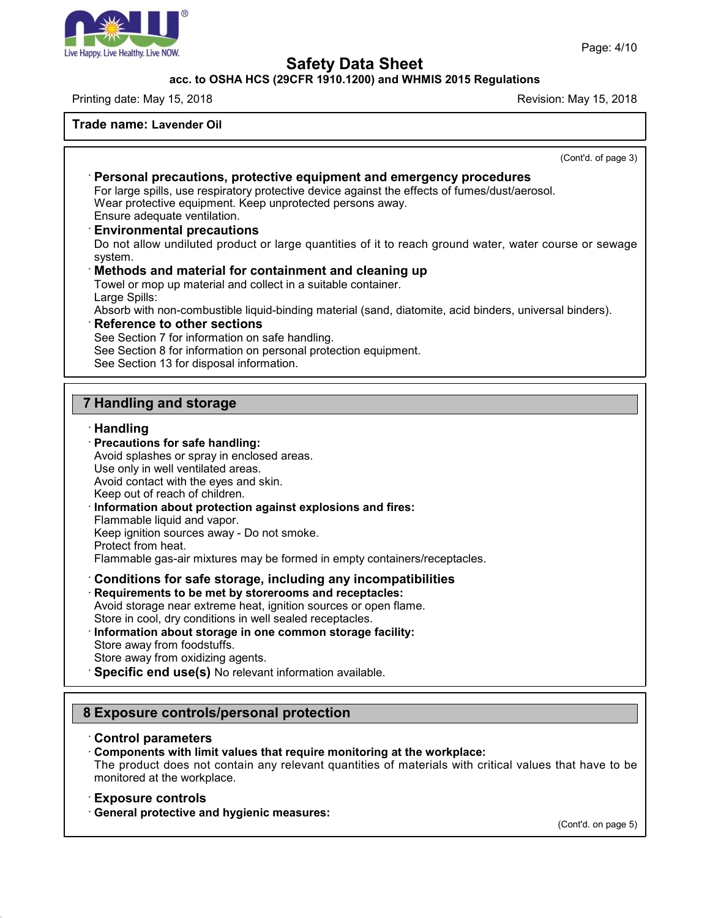**Trade name: Lavender Oil**

(Cont'd. of page 3)

· **Personal precautions, protective equipment and emergency procedures**
For large spills, use respiratory protective device against the effects of fumes/dust/aerosol.
Wear protective equipment. Keep unprotected persons away.
Ensure adequate ventilation.

· **Environmental precautions**
Do not allow undiluted product or large quantities of it to reach ground water, water course or sewage system.

· **Methods and material for containment and cleaning up**
Towel or mop up material and collect in a suitable container.
Large Spills:
Absorb with non-combustible liquid-binding material (sand, diatomite, acid binders, universal binders).

· **Reference to other sections**
See Section 7 for information on safe handling.
See Section 8 for information on personal protection equipment.
See Section 13 for disposal information.

## 7 Handling and storage

· **Handling**

· **Precautions for safe handling:**
Avoid splashes or spray in enclosed areas.
Use only in well ventilated areas.
Avoid contact with the eyes and skin.
Keep out of reach of children.

· **Information about protection against explosions and fires:**
Flammable liquid and vapor.
Keep ignition sources away - Do not smoke.
Protect from heat.
Flammable gas-air mixtures may be formed in empty containers/receptacles.

· **Conditions for safe storage, including any incompatibilities**

· **Requirements to be met by storerooms and receptacles:**
Avoid storage near extreme heat, ignition sources or open flame.
Store in cool, dry conditions in well sealed receptacles.

· **Information about storage in one common storage facility:**
Store away from foodstuffs.
Store away from oxidizing agents.

· **Specific end use(s)** No relevant information available.

## 8 Exposure controls/personal protection

· **Control parameters**

· **Components with limit values that require monitoring at the workplace:**
The product does not contain any relevant quantities of materials with critical values that have to be monitored at the workplace.

· **Exposure controls**

· **General protective and hygienic measures:**

(Cont'd. on page 5)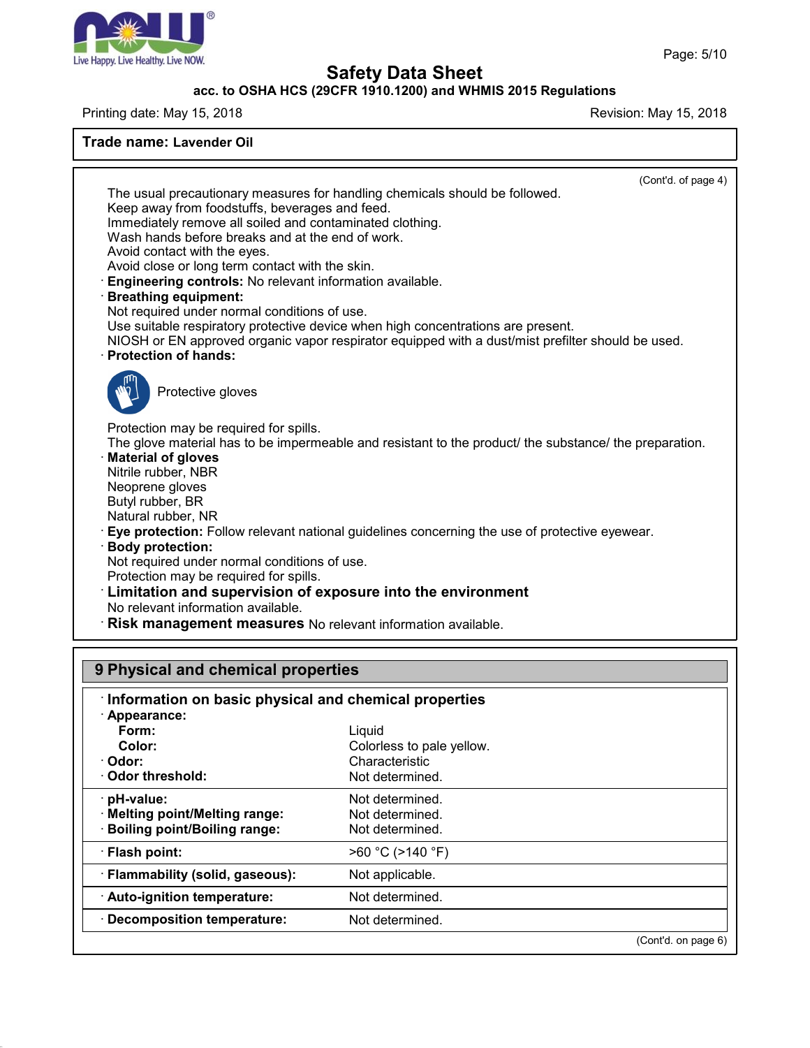# Safety Data Sheet

**acc. to OSHA HCS (29CFR 1910.1200) and WHMIS 2015 Regulations**

Printing date: May 15, 2018 | Revision: May 15, 2018

**Trade name: Lavender Oil**

(Cont'd. of page 4)

The usual precautionary measures for handling chemicals should be followed.
Keep away from foodstuffs, beverages and feed.
Immediately remove all soiled and contaminated clothing.
Wash hands before breaks and at the end of work.
Avoid contact with the eyes.
Avoid close or long term contact with the skin.

· **Engineering controls:** No relevant information available.

· **Breathing equipment:**
Not required under normal conditions of use.
Use suitable respiratory protective device when high concentrations are present.
NIOSH or EN approved organic vapor respirator equipped with a dust/mist prefilter should be used.

· **Protection of hands:**

Protective gloves

Protection may be required for spills.
The glove material has to be impermeable and resistant to the product/ the substance/ the preparation.

· **Material of gloves**
Nitrile rubber, NBR
Neoprene gloves
Butyl rubber, BR
Natural rubber, NR

· **Eye protection:** Follow relevant national guidelines concerning the use of protective eyewear.

· **Body protection:**
Not required under normal conditions of use.
Protection may be required for spills.

· **Limitation and supervision of exposure into the environment**
No relevant information available.

· **Risk management measures** No relevant information available.

## 9 Physical and chemical properties

· **Information on basic physical and chemical properties**

| Property | Value |
|---|---|
| · **Appearance:** | |
| **Form:** | Liquid |
| **Color:** | Colorless to pale yellow. |
| · **Odor:** | Characteristic |
| · **Odor threshold:** | Not determined. |
| · **pH-value:** | Not determined. |
| · **Melting point/Melting range:** | Not determined. |
| · **Boiling point/Boiling range:** | Not determined. |
| · **Flash point:** | >60 °C (>140 °F) |
| · **Flammability (solid, gaseous):** | Not applicable. |
| · **Auto-ignition temperature:** | Not determined. |
| · **Decomposition temperature:** | Not determined. |

(Cont'd. on page 6)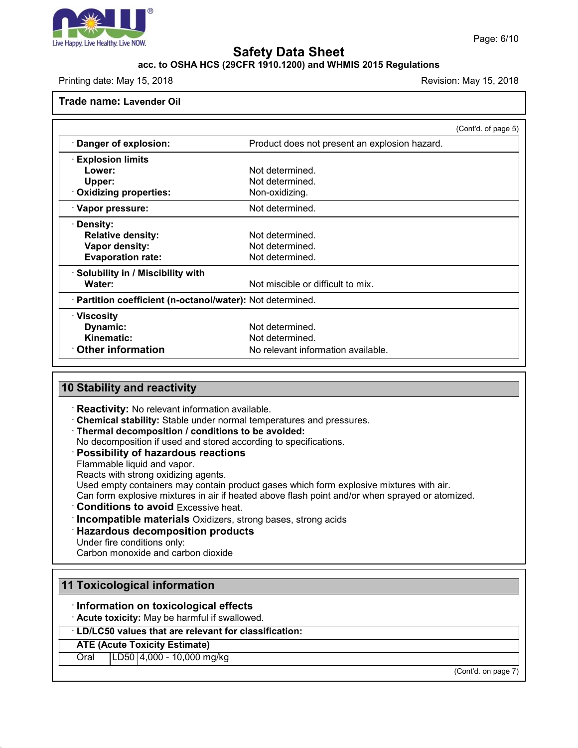**Trade name: Lavender Oil**

(Cont'd. of page 5)

| | |
|---|---|
| · **Danger of explosion:** | Product does not present an explosion hazard. |
| · **Explosion limits** | |
| **Lower:** | Not determined. |
| **Upper:** | Not determined. |
| · **Oxidizing properties:** | Non-oxidizing. |
| · **Vapor pressure:** | Not determined. |
| · **Density:** | |
| **Relative density:** | Not determined. |
| **Vapor density:** | Not determined. |
| **Evaporation rate:** | Not determined. |
| · **Solubility in / Miscibility with** | |
| **Water:** | Not miscible or difficult to mix. |
| · **Partition coefficient (n-octanol/water):** | Not determined. |
| · **Viscosity** | |
| **Dynamic:** | Not determined. |
| **Kinematic:** | Not determined. |
| · **Other information** | No relevant information available. |

## 10 Stability and reactivity

· **Reactivity:** No relevant information available.
· **Chemical stability:** Stable under normal temperatures and pressures.
· **Thermal decomposition / conditions to be avoided:**
No decomposition if used and stored according to specifications.
· **Possibility of hazardous reactions**
Flammable liquid and vapor.
Reacts with strong oxidizing agents.
Used empty containers may contain product gases which form explosive mixtures with air.
Can form explosive mixtures in air if heated above flash point and/or when sprayed or atomized.
· **Conditions to avoid** Excessive heat.
· **Incompatible materials** Oxidizers, strong bases, strong acids
· **Hazardous decomposition products**
Under fire conditions only:
Carbon monoxide and carbon dioxide

## 11 Toxicological information

· **Information on toxicological effects**
· **Acute toxicity:** May be harmful if swallowed.

| · **LD/LC50 values that are relevant for classification:** | | |
|---|---|---|
| **ATE (Acute Toxicity Estimate)** | | |
| Oral | LD50 | 4,000 - 10,000 mg/kg |

(Cont'd. on page 7)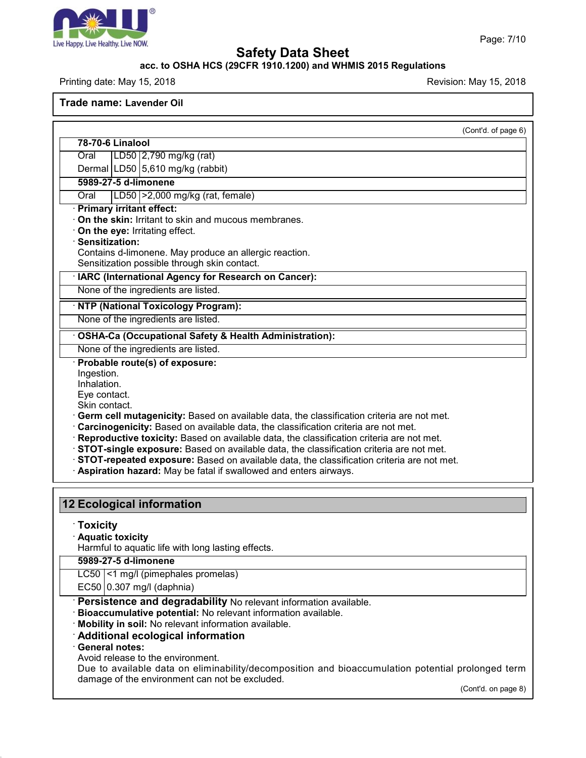Safety Data Sheet

acc. to OSHA HCS (29CFR 1910.1200) and WHMIS 2015 Regulations

Printing date: May 15, 2018 | Revision: May 15, 2018

**Trade name: Lavender Oil**

(Cont'd. of page 6)

| 78-70-6 Linalool | | |
|---|---|---|
| Oral | LD50 | 2,790 mg/kg (rat) |
| Dermal | LD50 | 5,610 mg/kg (rabbit) |
| **5989-27-5 d-limonene** | | |
| Oral | LD50 | >2,000 mg/kg (rat, female) |

· **Primary irritant effect:**
· **On the skin:** Irritant to skin and mucous membranes.
· **On the eye:** Irritating effect.
· **Sensitization:**
Contains d-limonene. May produce an allergic reaction.
Sensitization possible through skin contact.

· **IARC (International Agency for Research on Cancer):**
None of the ingredients are listed.

· **NTP (National Toxicology Program):**
None of the ingredients are listed.

· **OSHA-Ca (Occupational Safety & Health Administration):**
None of the ingredients are listed.

· **Probable route(s) of exposure:**
Ingestion.
Inhalation.
Eye contact.
Skin contact.
· **Germ cell mutagenicity:** Based on available data, the classification criteria are not met.
· **Carcinogenicity:** Based on available data, the classification criteria are not met.
· **Reproductive toxicity:** Based on available data, the classification criteria are not met.
· **STOT-single exposure:** Based on available data, the classification criteria are not met.
· **STOT-repeated exposure:** Based on available data, the classification criteria are not met.
· **Aspiration hazard:** May be fatal if swallowed and enters airways.

## 12 Ecological information

· **Toxicity**
· **Aquatic toxicity**
Harmful to aquatic life with long lasting effects.

| 5989-27-5 d-limonene | |
|---|---|
| LC50 | <1 mg/l (pimephales promelas) |
| EC50 | 0.307 mg/l (daphnia) |

· **Persistence and degradability** No relevant information available.
· **Bioaccumulative potential:** No relevant information available.
· **Mobility in soil:** No relevant information available.
· **Additional ecological information**
· **General notes:**
Avoid release to the environment.
Due to available data on eliminability/decomposition and bioaccumulation potential prolonged term damage of the environment can not be excluded.

(Cont'd. on page 8)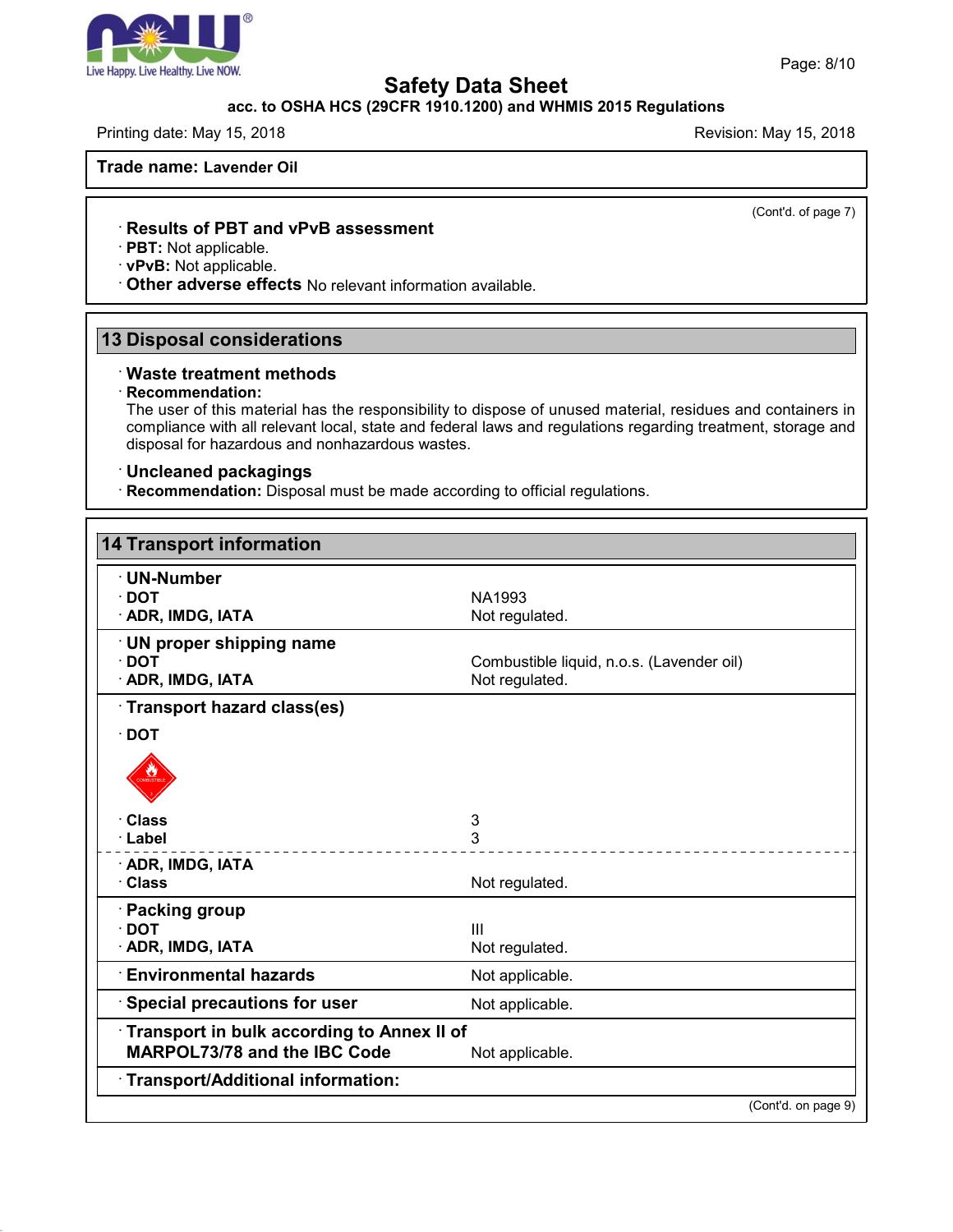**Trade name: Lavender Oil**

(Cont'd. of page 7)

· **Results of PBT and vPvB assessment**
· **PBT:** Not applicable.
· **vPvB:** Not applicable.
· **Other adverse effects** No relevant information available.

## 13 Disposal considerations

· **Waste treatment methods**
· **Recommendation:**
The user of this material has the responsibility to dispose of unused material, residues and containers in compliance with all relevant local, state and federal laws and regulations regarding treatment, storage and disposal for hazardous and nonhazardous wastes.

· **Uncleaned packagings**
· **Recommendation:** Disposal must be made according to official regulations.

## 14 Transport information

| | |
|---|---|
| · **UN-Number** | |
| · **DOT** | NA1993 |
| · **ADR, IMDG, IATA** | Not regulated. |
| · **UN proper shipping name** | |
| · **DOT** | Combustible liquid, n.o.s. (Lavender oil) |
| · **ADR, IMDG, IATA** | Not regulated. |
| · **Transport hazard class(es)** | |
| · **DOT** | |
| · **Class** | 3 |
| · **Label** | 3 |
| · **ADR, IMDG, IATA** | |
| · **Class** | Not regulated. |
| · **Packing group** | |
| · **DOT** | III |
| · **ADR, IMDG, IATA** | Not regulated. |
| · **Environmental hazards** | Not applicable. |
| · **Special precautions for user** | Not applicable. |
| · **Transport in bulk according to Annex II of MARPOL73/78 and the IBC Code** | Not applicable. |
| · **Transport/Additional information:** | |

(Cont'd. on page 9)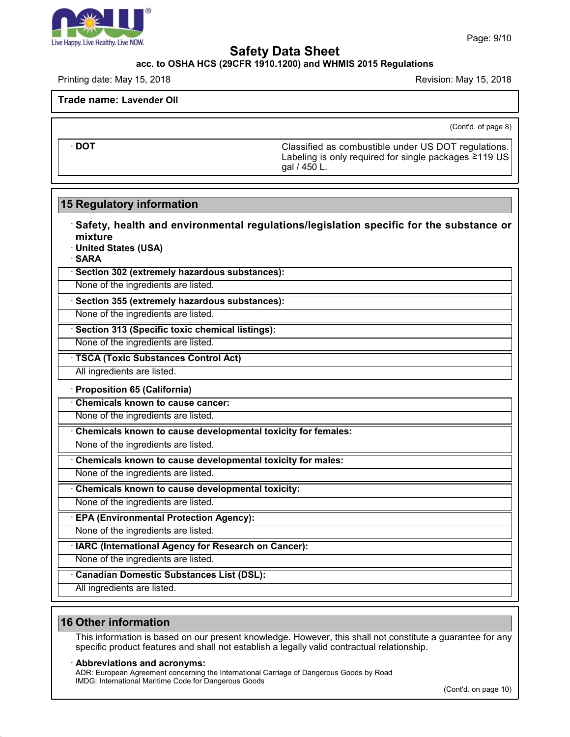**Trade name: Lavender Oil**

(Cont'd. of page 8)

| | |
|---|---|
| · **DOT** | Classified as combustible under US DOT regulations. Labeling is only required for single packages ≥119 US gal / 450 L. |

## 15 Regulatory information

· **Safety, health and environmental regulations/legislation specific for the substance or mixture**
· **United States (USA)**
· **SARA**

· **Section 302 (extremely hazardous substances):**
None of the ingredients are listed.

· **Section 355 (extremely hazardous substances):**
None of the ingredients are listed.

· **Section 313 (Specific toxic chemical listings):**
None of the ingredients are listed.

· **TSCA (Toxic Substances Control Act)**
All ingredients are listed.

· **Proposition 65 (California)**

· **Chemicals known to cause cancer:**
None of the ingredients are listed.

· **Chemicals known to cause developmental toxicity for females:**
None of the ingredients are listed.

· **Chemicals known to cause developmental toxicity for males:**
None of the ingredients are listed.

· **Chemicals known to cause developmental toxicity:**
None of the ingredients are listed.

· **EPA (Environmental Protection Agency):**
None of the ingredients are listed.

· **IARC (International Agency for Research on Cancer):**
None of the ingredients are listed.

· **Canadian Domestic Substances List (DSL):**
All ingredients are listed.

## 16 Other information

This information is based on our present knowledge. However, this shall not constitute a guarantee for any specific product features and shall not establish a legally valid contractual relationship.

· **Abbreviations and acronyms:**
ADR: European Agreement concerning the International Carriage of Dangerous Goods by Road
IMDG: International Maritime Code for Dangerous Goods

(Cont'd. on page 10)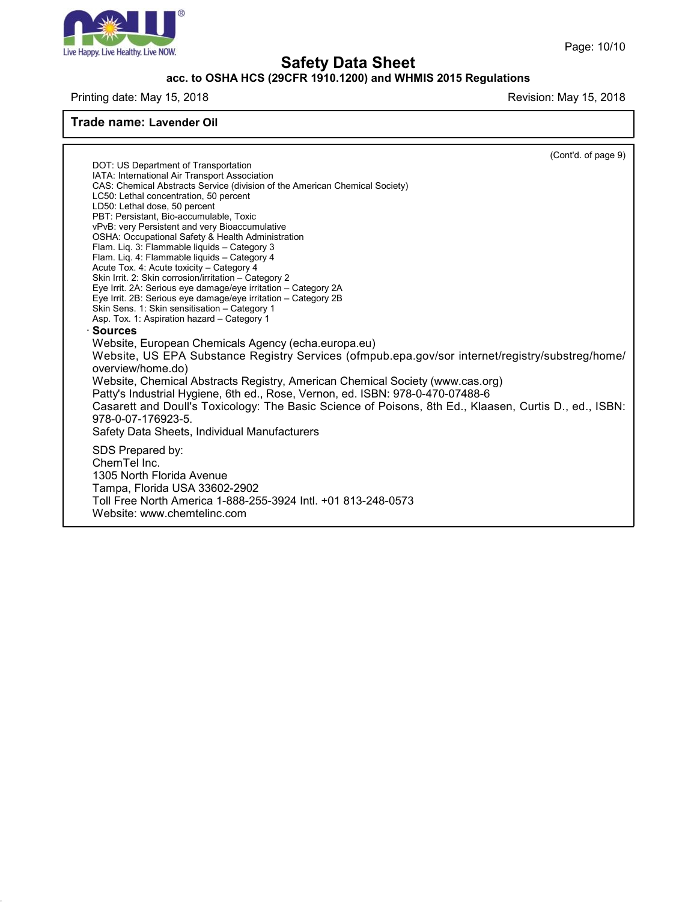**Safety Data Sheet**

**acc. to OSHA HCS (29CFR 1910.1200) and WHMIS 2015 Regulations**

Printing date: May 15, 2018 Revision: May 15, 2018

**Trade name: Lavender Oil**

(Cont'd. of page 9)

DOT: US Department of Transportation
IATA: International Air Transport Association
CAS: Chemical Abstracts Service (division of the American Chemical Society)
LC50: Lethal concentration, 50 percent
LD50: Lethal dose, 50 percent
PBT: Persistant, Bio-accumulable, Toxic
vPvB: very Persistent and very Bioaccumulative
OSHA: Occupational Safety & Health Administration
Flam. Liq. 3: Flammable liquids – Category 3
Flam. Liq. 4: Flammable liquids – Category 4
Acute Tox. 4: Acute toxicity – Category 4
Skin Irrit. 2: Skin corrosion/irritation – Category 2
Eye Irrit. 2A: Serious eye damage/eye irritation – Category 2A
Eye Irrit. 2B: Serious eye damage/eye irritation – Category 2B
Skin Sens. 1: Skin sensitisation – Category 1
Asp. Tox. 1: Aspiration hazard – Category 1

· **Sources**

Website, European Chemicals Agency (echa.europa.eu)
Website, US EPA Substance Registry Services (ofmpub.epa.gov/sor internet/registry/substreg/home/overview/home.do)
Website, Chemical Abstracts Registry, American Chemical Society (www.cas.org)
Patty's Industrial Hygiene, 6th ed., Rose, Vernon, ed. ISBN: 978-0-470-07488-6
Casarett and Doull's Toxicology: The Basic Science of Poisons, 8th Ed., Klaasen, Curtis D., ed., ISBN: 978-0-07-176923-5.
Safety Data Sheets, Individual Manufacturers

SDS Prepared by:
ChemTel Inc.
1305 North Florida Avenue
Tampa, Florida USA 33602-2902
Toll Free North America 1-888-255-3924 Intl. +01 813-248-0573
Website: www.chemtelinc.com